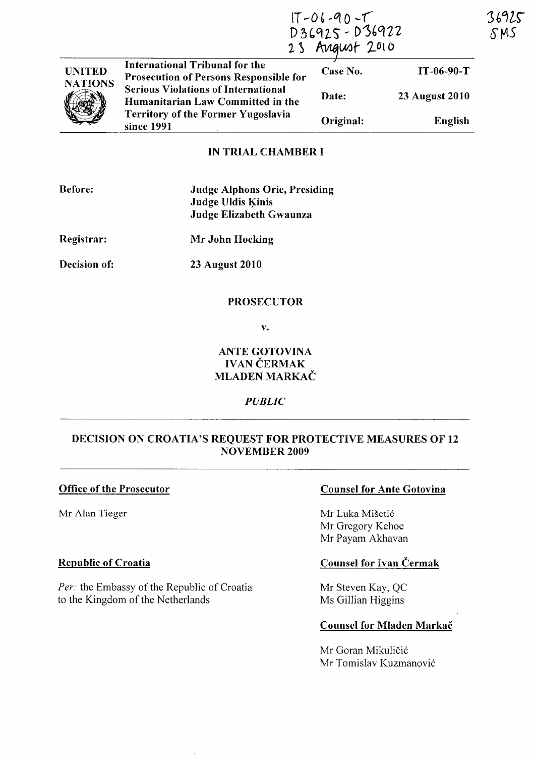IT-06-90-T
D36925 - D36922
23 August 2010

36925
SMS

| UNITED NATIONS | International Tribunal for the Prosecution of Persons Responsible for Serious Violations of International Humanitarian Law Committed in the Territory of the Former Yugoslavia since 1991 | Case No. | IT-06-90-T |
|---|---|---|---|
| | | Date: | 23 August 2010 |
| | | Original: | English |

**IN TRIAL CHAMBER I**

**Before:** Judge Alphons Orie, Presiding
Judge Uldis Ķinis
Judge Elizabeth Gwaunza

**Registrar:** Mr John Hocking

**Decision of:** 23 August 2010

**PROSECUTOR**

v.

**ANTE GOTOVINA**
**IVAN ČERMAK**
**MLADEN MARKAČ**

*PUBLIC*

**DECISION ON CROATIA'S REQUEST FOR PROTECTIVE MEASURES OF 12 NOVEMBER 2009**

**Office of the Prosecutor**

Mr Alan Tieger

**Republic of Croatia**

*Per:* the Embassy of the Republic of Croatia to the Kingdom of the Netherlands

**Counsel for Ante Gotovina**

Mr Luka Mišetić
Mr Gregory Kehoe
Mr Payam Akhavan

**Counsel for Ivan Čermak**

Mr Steven Kay, QC
Ms Gillian Higgins

**Counsel for Mladen Markač**

Mr Goran Mikuličić
Mr Tomislav Kuzmanović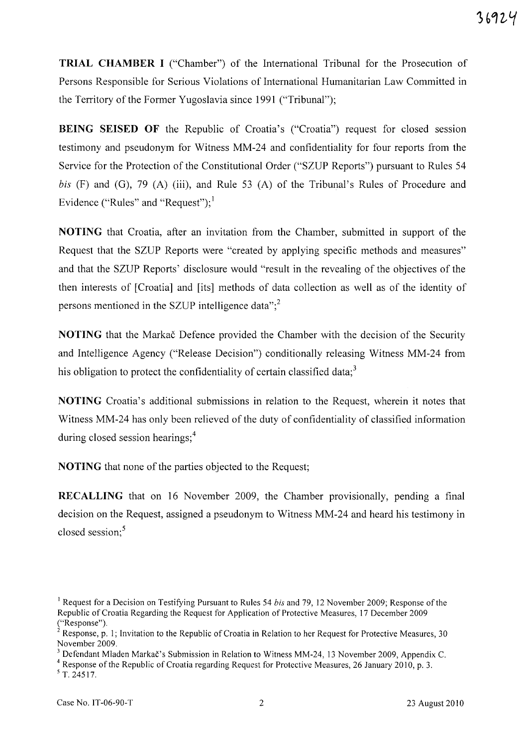**TRIAL CHAMBER I** ("Chamber") of the International Tribunal for the Prosecution of Persons Responsible for Serious Violations of International Humanitarian Law Committed in the Territory of the Former Yugoslavia since 1991 ("Tribunal");

**BEING SEISED OF** the Republic of Croatia's ("Croatia") request for closed session testimony and pseudonym for Witness MM-24 and confidentiality for four reports from the Service for the Protection of the Constitutional Order ("SZUP Reports") pursuant to Rules 54 *bis* (F) and (G), 79 (A) (iii), and Rule 53 (A) of the Tribunal's Rules of Procedure and Evidence ("Rules" and "Request");[1]

**NOTING** that Croatia, after an invitation from the Chamber, submitted in support of the Request that the SZUP Reports were "created by applying specific methods and measures" and that the SZUP Reports' disclosure would "result in the revealing of the objectives of the then interests of [Croatia] and [its] methods of data collection as well as of the identity of persons mentioned in the SZUP intelligence data";[2]

**NOTING** that the Markač Defence provided the Chamber with the decision of the Security and Intelligence Agency ("Release Decision") conditionally releasing Witness MM-24 from his obligation to protect the confidentiality of certain classified data;[3]

**NOTING** Croatia's additional submissions in relation to the Request, wherein it notes that Witness MM-24 has only been relieved of the duty of confidentiality of classified information during closed session hearings;[4]

**NOTING** that none of the parties objected to the Request;

**RECALLING** that on 16 November 2009, the Chamber provisionally, pending a final decision on the Request, assigned a pseudonym to Witness MM-24 and heard his testimony in closed session;[5]

---

[1] Request for a Decision on Testifying Pursuant to Rules 54 *bis* and 79, 12 November 2009; Response of the Republic of Croatia Regarding the Request for Application of Protective Measures, 17 December 2009 ("Response").

[2] Response, p. 1; Invitation to the Republic of Croatia in Relation to her Request for Protective Measures, 30 November 2009.

[3] Defendant Mladen Markač's Submission in Relation to Witness MM-24, 13 November 2009, Appendix C.

[4] Response of the Republic of Croatia regarding Request for Protective Measures, 26 January 2010, p. 3.

[5] T. 24517.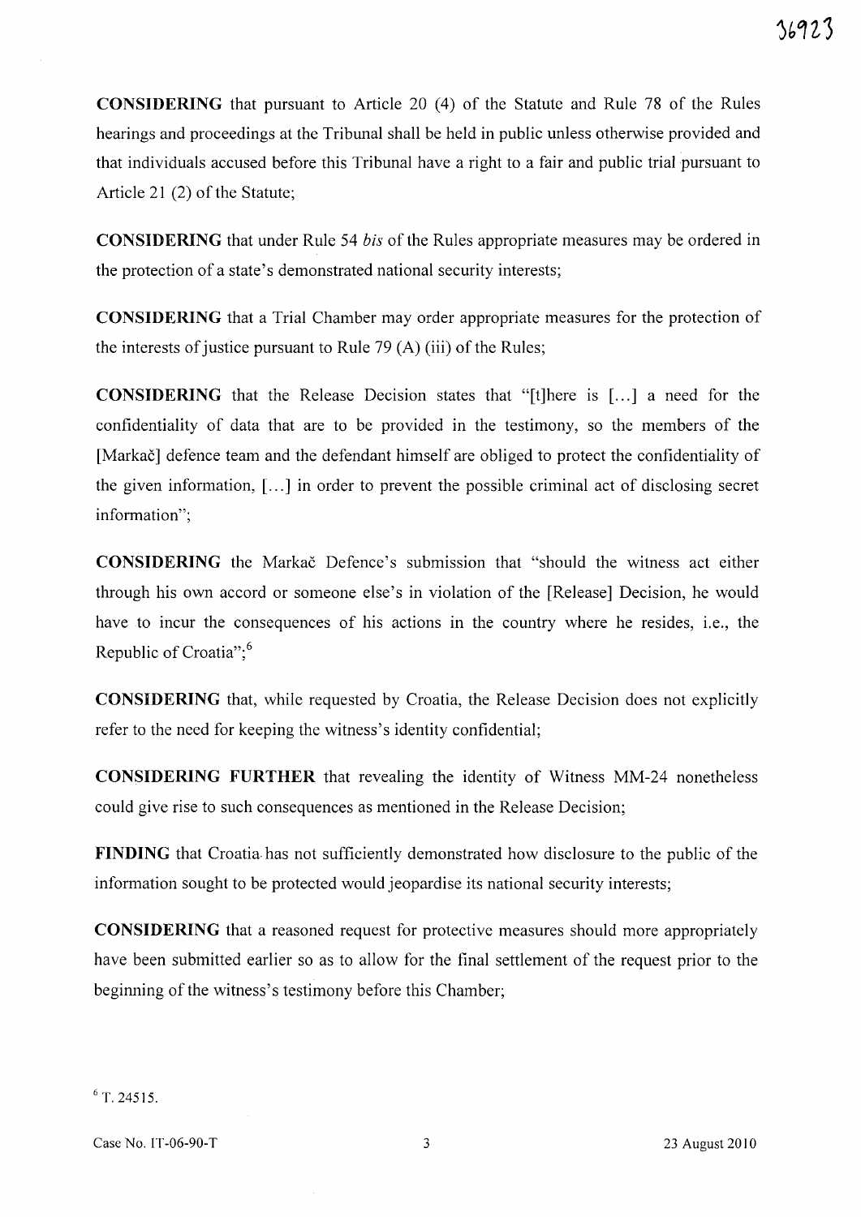**CONSIDERING** that pursuant to Article 20 (4) of the Statute and Rule 78 of the Rules hearings and proceedings at the Tribunal shall be held in public unless otherwise provided and that individuals accused before this Tribunal have a right to a fair and public trial pursuant to Article 21 (2) of the Statute;

**CONSIDERING** that under Rule 54 *bis* of the Rules appropriate measures may be ordered in the protection of a state's demonstrated national security interests;

**CONSIDERING** that a Trial Chamber may order appropriate measures for the protection of the interests of justice pursuant to Rule 79 (A) (iii) of the Rules;

**CONSIDERING** that the Release Decision states that "[t]here is [...] a need for the confidentiality of data that are to be provided in the testimony, so the members of the [Markač] defence team and the defendant himself are obliged to protect the confidentiality of the given information, [...] in order to prevent the possible criminal act of disclosing secret information";

**CONSIDERING** the Markač Defence's submission that "should the witness act either through his own accord or someone else's in violation of the [Release] Decision, he would have to incur the consequences of his actions in the country where he resides, i.e., the Republic of Croatia";[6]

**CONSIDERING** that, while requested by Croatia, the Release Decision does not explicitly refer to the need for keeping the witness's identity confidential;

**CONSIDERING FURTHER** that revealing the identity of Witness MM-24 nonetheless could give rise to such consequences as mentioned in the Release Decision;

**FINDING** that Croatia has not sufficiently demonstrated how disclosure to the public of the information sought to be protected would jeopardise its national security interests;

**CONSIDERING** that a reasoned request for protective measures should more appropriately have been submitted earlier so as to allow for the final settlement of the request prior to the beginning of the witness's testimony before this Chamber;

[6] T. 24515.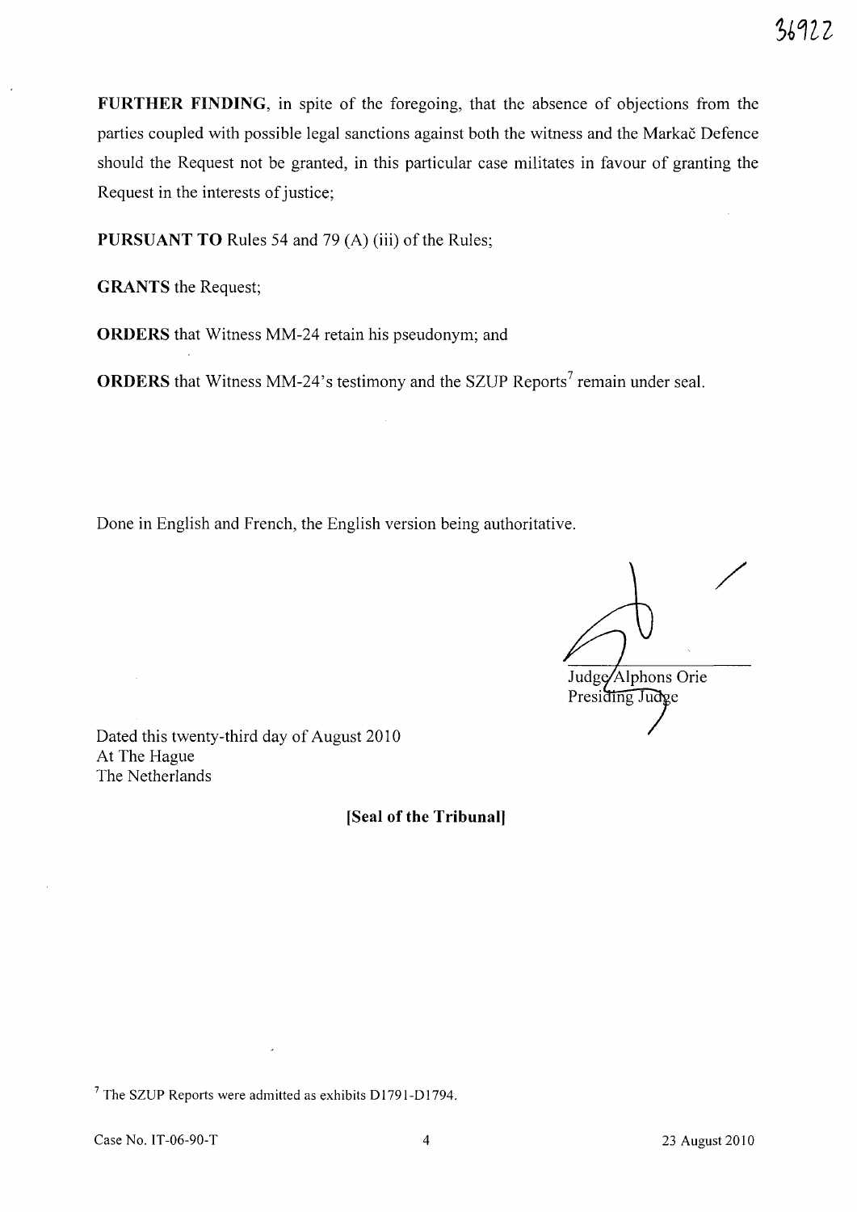**FURTHER FINDING**, in spite of the foregoing, that the absence of objections from the parties coupled with possible legal sanctions against both the witness and the Markač Defence should the Request not be granted, in this particular case militates in favour of granting the Request in the interests of justice;

**PURSUANT TO** Rules 54 and 79 (A) (iii) of the Rules;

**GRANTS** the Request;

**ORDERS** that Witness MM-24 retain his pseudonym; and

**ORDERS** that Witness MM-24's testimony and the SZUP Reports[7] remain under seal.

Done in English and French, the English version being authoritative.

Judge Alphons Orie
Presiding Judge

Dated this twenty-third day of August 2010
At The Hague
The Netherlands

**[Seal of the Tribunal]**

[7] The SZUP Reports were admitted as exhibits D1791-D1794.